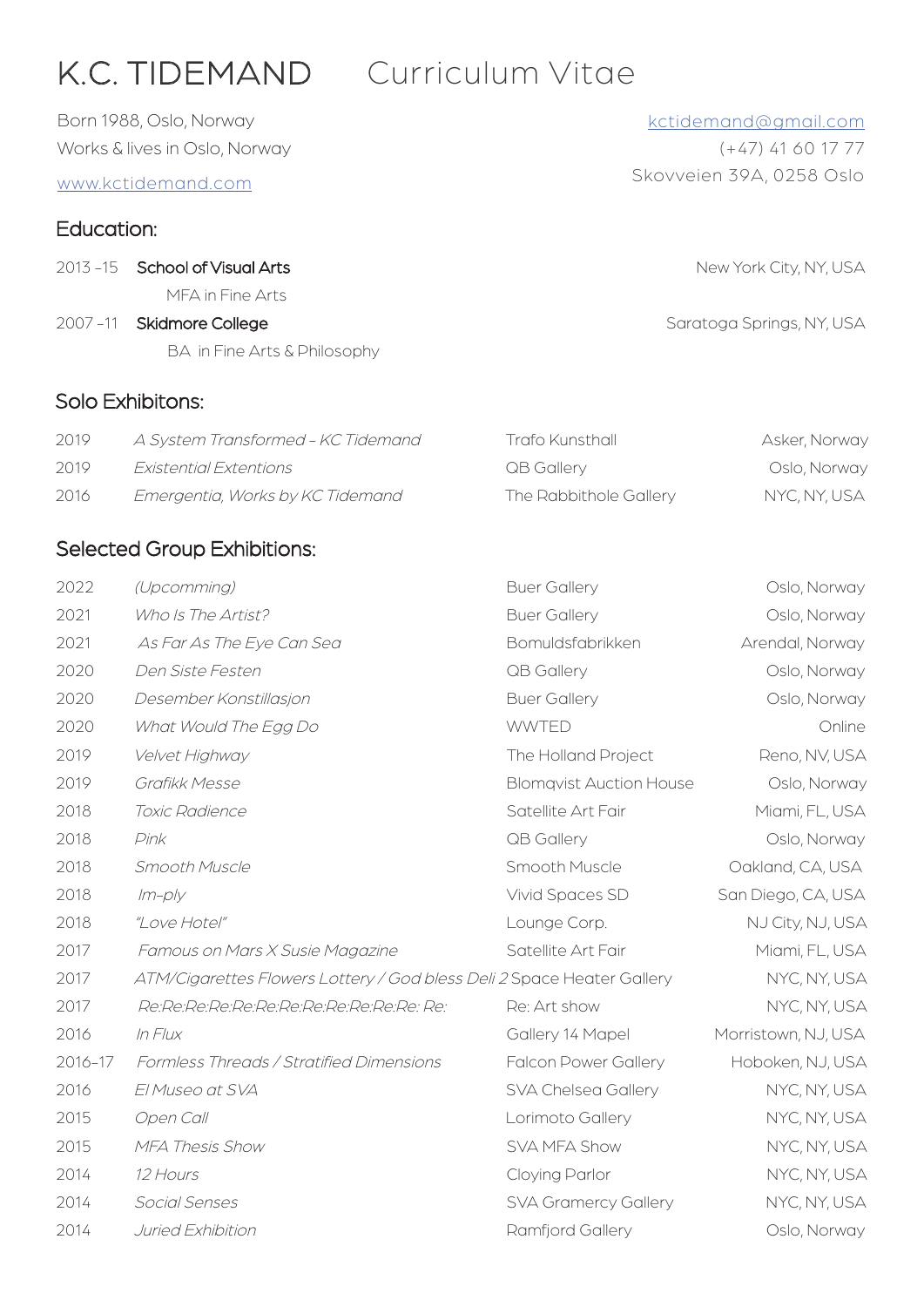# K.C. TIDEMAND Curriculum Vitae

Born 1988, Oslo, Norway
Works & lives in Oslo, Norway
www.kctidemand.com

kctidemand@gmail.com
(+47) 41 60 17 77
Skovveien 39A, 0258 Oslo

## Education:

| | | |
|---|---|---|
| 2013 –15 | **School of Visual Arts**<br>MFA in Fine Arts | New York City, NY, USA |
| 2007 –11 | **Skidmore College**<br>BA in Fine Arts & Philosophy | Saratoga Springs, NY, USA |

## Solo Exhibitons:

| | | | |
|---|---|---|---|
| 2019 | *A System Transformed – KC Tidemand* | Trafo Kunsthall | Asker, Norway |
| 2019 | *Existential Extentions* | QB Gallery | Oslo, Norway |
| 2016 | *Emergentia, Works by KC Tidemand* | The Rabbithole Gallery | NYC, NY, USA |

## Selected Group Exhibitions:

| | | | |
|---|---|---|---|
| 2022 | *(Upcomming)* | Buer Gallery | Oslo, Norway |
| 2021 | *Who Is The Artist?* | Buer Gallery | Oslo, Norway |
| 2021 | *As Far As The Eye Can Sea* | Bomuldsfabrikken | Arendal, Norway |
| 2020 | *Den Siste Festen* | QB Gallery | Oslo, Norway |
| 2020 | *Desember Konstillasjon* | Buer Gallery | Oslo, Norway |
| 2020 | *What Would The Egg Do* | WWTED | Online |
| 2019 | *Velvet Highway* | The Holland Project | Reno, NV, USA |
| 2019 | *Grafikk Messe* | Blomqvist Auction House | Oslo, Norway |
| 2018 | *Toxic Radience* | Satellite Art Fair | Miami, FL, USA |
| 2018 | *Pink* | QB Gallery | Oslo, Norway |
| 2018 | *Smooth Muscle* | Smooth Muscle | Oakland, CA, USA |
| 2018 | *Im–ply* | Vivid Spaces SD | San Diego, CA, USA |
| 2018 | *"Love Hotel"* | Lounge Corp. | NJ City, NJ, USA |
| 2017 | *Famous on Mars X Susie Magazine* | Satellite Art Fair | Miami, FL, USA |
| 2017 | *ATM/Cigarettes Flowers Lottery / God bless Deli 2* | Space Heater Gallery | NYC, NY, USA |
| 2017 | *Re:Re:Re:Re:Re:Re:Re:Re:Re:Re:Re:Re: Re:* | Re: Art show | NYC, NY, USA |
| 2016 | *In Flux* | Gallery 14 Mapel | Morristown, NJ, USA |
| 2016–17 | *Formless Threads / Stratified Dimensions* | Falcon Power Gallery | Hoboken, NJ, USA |
| 2016 | *El Museo at SVA* | SVA Chelsea Gallery | NYC, NY, USA |
| 2015 | *Open Call* | Lorimoto Gallery | NYC, NY, USA |
| 2015 | *MFA Thesis Show* | SVA MFA Show | NYC, NY, USA |
| 2014 | *12 Hours* | Cloying Parlor | NYC, NY, USA |
| 2014 | *Social Senses* | SVA Gramercy Gallery | NYC, NY, USA |
| 2014 | *Juried Exhibition* | Ramfjord Gallery | Oslo, Norway |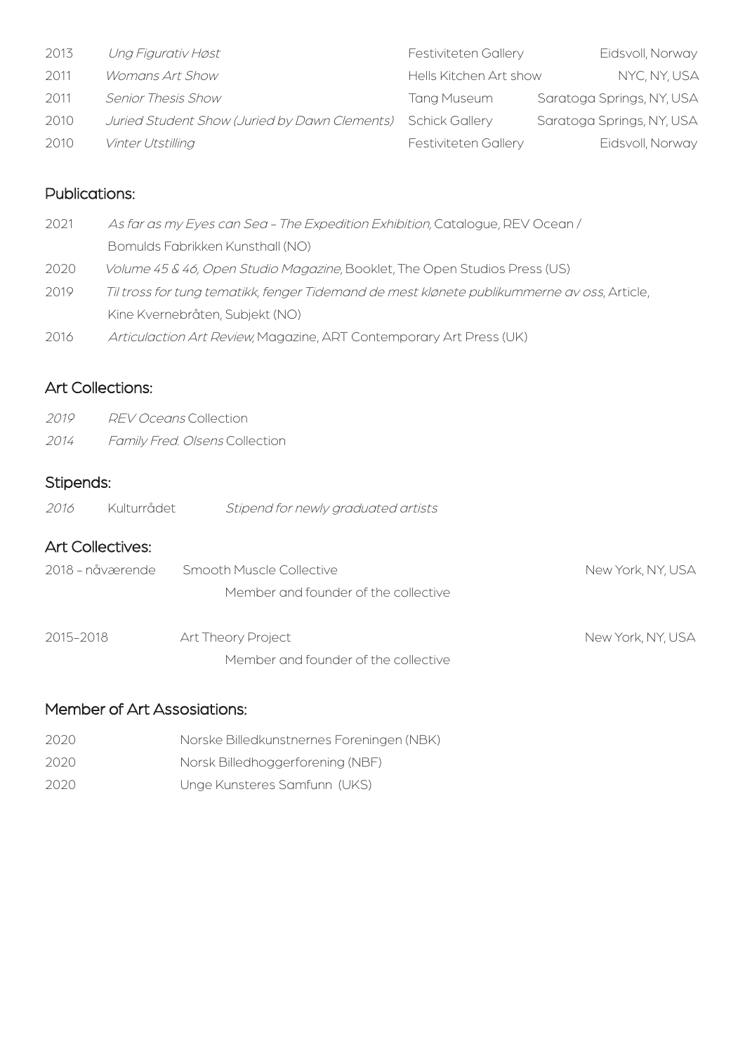| | | | |
|---|---|---|---|
| 2013 | *Ung Figurativ Høst* | Festiviteten Gallery | Eidsvoll, Norway |
| 2011 | *Womans Art Show* | Hells Kitchen Art show | NYC, NY, USA |
| 2011 | *Senior Thesis Show* | Tang Museum | Saratoga Springs, NY, USA |
| 2010 | *Juried Student Show (Juried by Dawn Clements)* | Schick Gallery | Saratoga Springs, NY, USA |
| 2010 | *Vinter Utstilling* | Festiviteten Gallery | Eidsvoll, Norway |

## Publications:

2021 *As far as my Eyes can Sea – The Expedition Exhibition,* Catalogue, REV Ocean / Bomulds Fabrikken Kunsthall (NO)

2020 *Volume 45 & 46, Open Studio Magazine,* Booklet, The Open Studios Press (US)

2019 *Til tross for tung tematikk, fenger Tidemand de mest klønete publikummerne av oss*, Article, Kine Kvernebråten, Subjekt (NO)

2016 *Articulaction Art Review,* Magazine, ART Contemporary Art Press (UK)

## Art Collections:

*2019* *REV Oceans* Collection

*2014* *Family Fred. Olsens* Collection

## Stipends:

*2016* Kulturrådet *Stipend for newly graduated artists*

## Art Collectives:

2018 – nåværende Smooth Muscle Collective — New York, NY, USA
Member and founder of the collective

2015–2018 Art Theory Project — New York, NY, USA
Member and founder of the collective

## Member of Art Assosiations:

2020 Norske Billedkunstnernes Foreningen (NBK)

2020 Norsk Billedhoggerforening (NBF)

2020 Unge Kunsteres Samfunn (UKS)